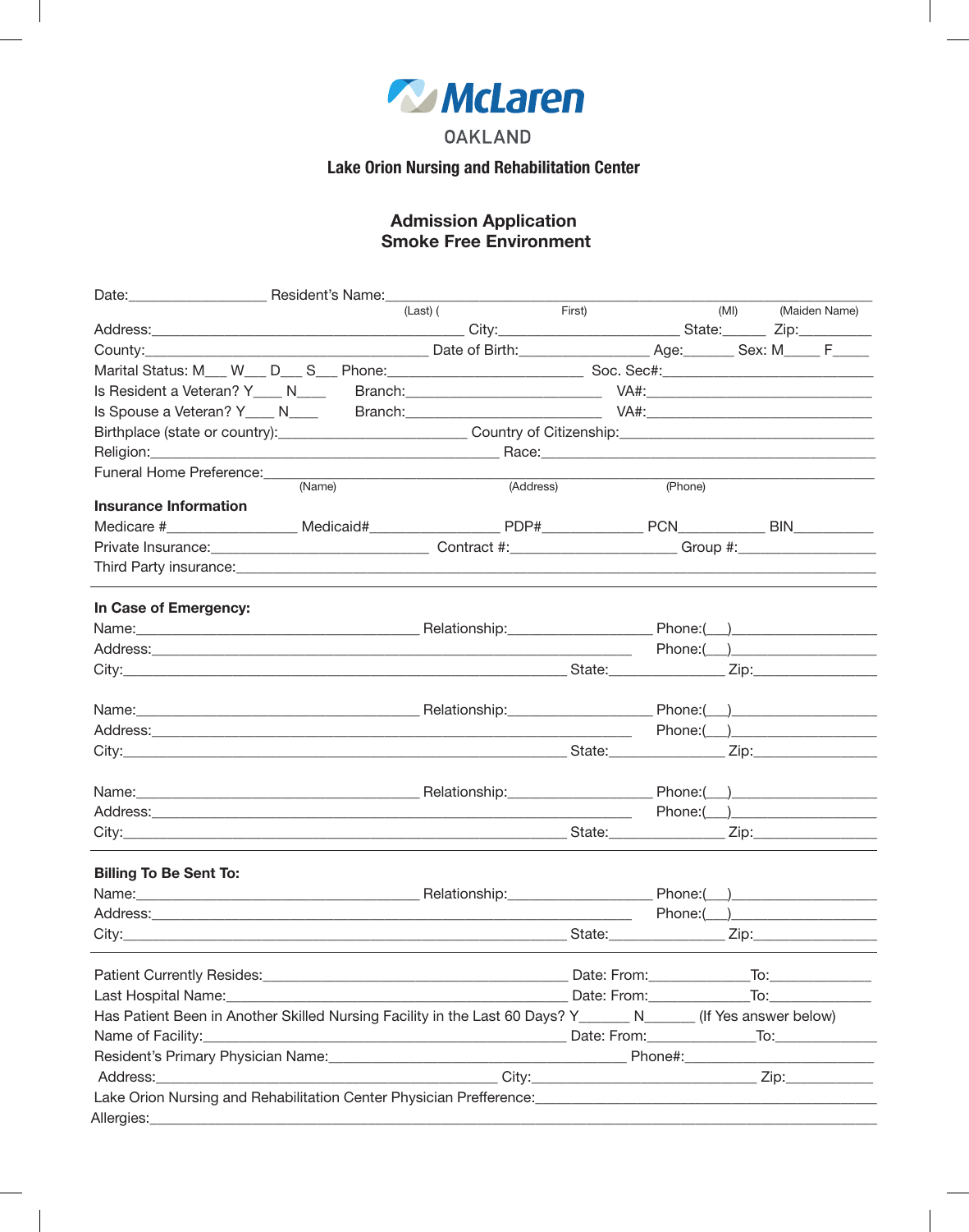McLaren

OAKLAND

**Lake Orion Nursing and Rehabilitation Center**

## Admission Application
## Smoke Free Environment

Date:__________________ Resident's Name:____________________________________________________________
(Last) ( First) (MI) (Maiden Name)

Address:_________________________________________ City:________________________ State:______ Zip:_________

County:____________________________________ Date of Birth:_________________ Age:_______ Sex: M_____ F_____

Marital Status: M___ W___ D___ S___ Phone:__________________________ Soc. Sec#:___________________________

Is Resident a Veteran? Y____ N____ Branch:__________________________ VA#:______________________________

Is Spouse a Veteran? Y____ N____ Branch:__________________________ VA#:______________________________

Birthplace (state or country):________________________ Country of Citizenship:_________________________________

Religion:_____________________________________________ Race:_______________________________________

Funeral Home Preference:______________________________________________________________________________
(Name) (Address) (Phone)

**Insurance Information**

Medicare #_________________ Medicaid#_________________ PDP#_____________ PCN___________ BIN___________

Private Insurance:____________________________ Contract #:_____________________ Group #:__________________

Third Party insurance:_____________________________________________________________________________

---

**In Case of Emergency:**

Name:_____________________________________ Relationship:___________________ Phone:(___)__________________

Address:__________________________________________________________________ Phone:(___)__________________

City:____________________________________________________________ State:______________ Zip:________________

Name:_____________________________________ Relationship:___________________ Phone:(___)__________________

Address:__________________________________________________________________ Phone:(___)__________________

City:____________________________________________________________ State:______________ Zip:________________

Name:_____________________________________ Relationship:___________________ Phone:(___)__________________

Address:__________________________________________________________________ Phone:(___)__________________

City:____________________________________________________________ State:______________ Zip:________________

---

**Billing To Be Sent To:**

Name:_____________________________________ Relationship:___________________ Phone:(___)__________________

Address:__________________________________________________________________ Phone:(___)__________________

City:____________________________________________________________ State:______________ Zip:________________

---

Patient Currently Resides:__________________________________________ Date: From:_____________To:_____________

Last Hospital Name:_______________________________________________ Date: From:_____________To:_____________

Has Patient Been in Another Skilled Nursing Facility in the Last 60 Days? Y_______ N_______ (If Yes answer below)

Name of Facility:__________________________________________________ Date: From:______________To:_____________

Resident's Primary Physician Name:________________________________________ Phone#:__________________________

Address:______________________________________________ City:_____________________________ Zip:___________

Lake Orion Nursing and Rehabilitation Center Physician Prefference:__________________________________________

Allergies:_____________________________________________________________________________________________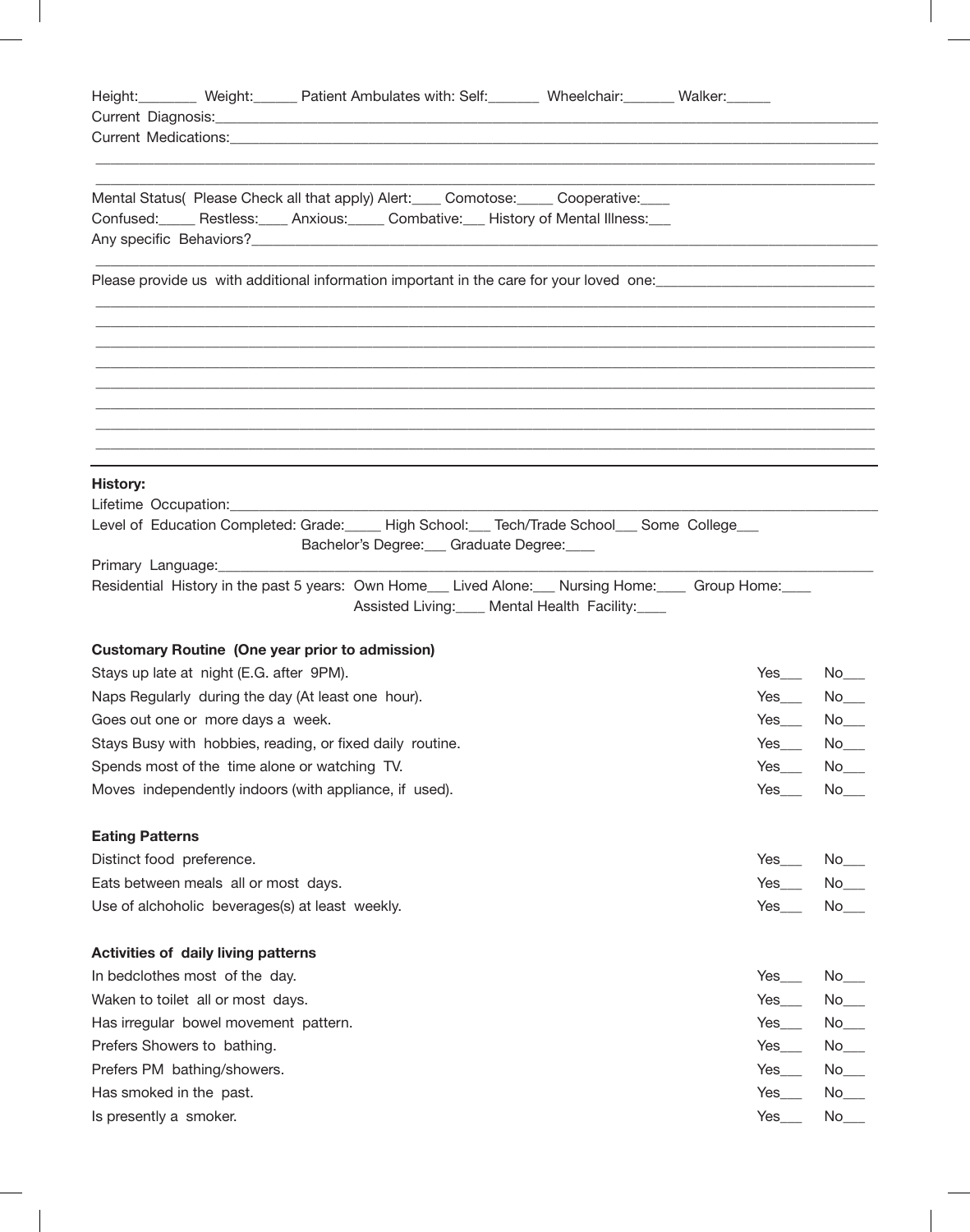Height:________ Weight:______ Patient Ambulates with: Self:_______ Wheelchair:_______ Walker:______

Current Diagnosis:________________________________________________________________________________________

Current Medications:______________________________________________________________________________________

__________________________________________________________________________________________________________

__________________________________________________________________________________________________________

Mental Status( Please Check all that apply) Alert:____ Comotose:_____ Cooperative:____

Confused:_____ Restless:____ Anxious:_____ Combative:___ History of Mental Illness:___

Any specific Behaviors?___________________________________________________________________________________

__________________________________________________________________________________________________________

Please provide us with additional information important in the care for your loved one:____________________________

__________________________________________________________________________________________________________

__________________________________________________________________________________________________________

__________________________________________________________________________________________________________

__________________________________________________________________________________________________________

__________________________________________________________________________________________________________

__________________________________________________________________________________________________________

__________________________________________________________________________________________________________

__________________________________________________________________________________________________________

---

**History:**

Lifetime Occupation:______________________________________________________________________________________

Level of Education Completed: Grade:_____ High School:___ Tech/Trade School___ Some College___
Bachelor's Degree:___ Graduate Degree:____

Primary Language:_________________________________________________________________________________________

Residential History in the past 5 years: Own Home___ Lived Alone:___ Nursing Home:____ Group Home:____
Assisted Living:____ Mental Health Facility:____

**Customary Routine (One year prior to admission)**

| | | |
|---|---|---|
| Stays up late at night (E.G. after 9PM). | Yes___ | No___ |
| Naps Regularly during the day (At least one hour). | Yes___ | No___ |
| Goes out one or more days a week. | Yes___ | No___ |
| Stays Busy with hobbies, reading, or fixed daily routine. | Yes___ | No___ |
| Spends most of the time alone or watching TV. | Yes___ | No___ |
| Moves independently indoors (with appliance, if used). | Yes___ | No___ |

**Eating Patterns**

| | | |
|---|---|---|
| Distinct food preference. | Yes___ | No___ |
| Eats between meals all or most days. | Yes___ | No___ |
| Use of alchoholic beverages(s) at least weekly. | Yes___ | No___ |

**Activities of daily living patterns**

| | | |
|---|---|---|
| In bedclothes most of the day. | Yes___ | No___ |
| Waken to toilet all or most days. | Yes___ | No___ |
| Has irregular bowel movement pattern. | Yes___ | No___ |
| Prefers Showers to bathing. | Yes___ | No___ |
| Prefers PM bathing/showers. | Yes___ | No___ |
| Has smoked in the past. | Yes___ | No___ |
| Is presently a smoker. | Yes___ | No___ |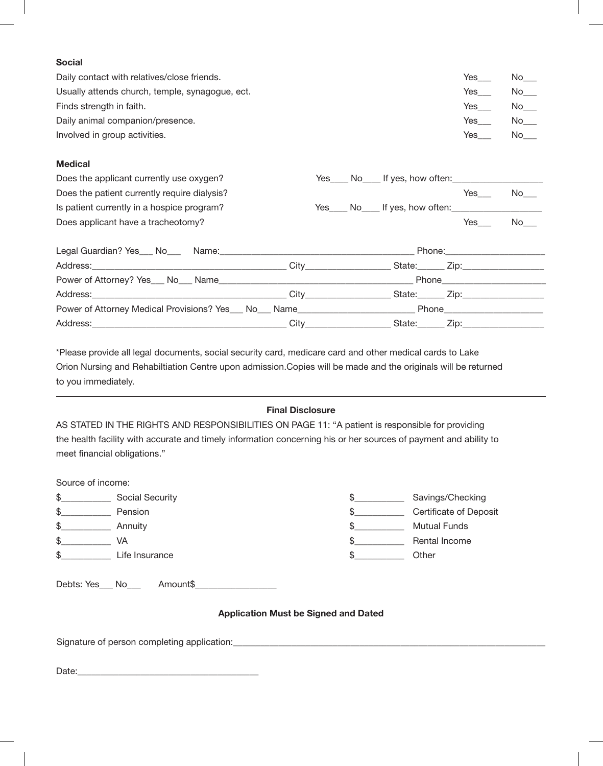**Social**

| | | |
|---|---|---|
| Daily contact with relatives/close friends. | Yes___ | No___ |
| Usually attends church, temple, synagogue, ect. | Yes___ | No___ |
| Finds strength in faith. | Yes___ | No___ |
| Daily animal companion/presence. | Yes___ | No___ |
| Involved in group activities. | Yes___ | No___ |

**Medical**

Does the applicant currently use oxygen? Yes____ No____ If yes, how often:__________________

Does the patient currently require dialysis? Yes___ No___

Is patient currently in a hospice program? Yes____ No____ If yes, how often:__________________

Does applicant have a tracheotomy? Yes___ No___

Legal Guardian? Yes___ No___ Name:________________________________________ Phone:____________________

Address:________________________________________ City_________________ State:______ Zip:_________________

Power of Attorney? Yes___ No___ Name________________________________________ Phone_____________________

Address:________________________________________ City_________________ State:______ Zip:_________________

Power of Attorney Medical Provisions? Yes___ No___ Name________________________ Phone_____________________

Address:________________________________________ City_________________ State:______ Zip:_________________

*Please provide all legal documents, social security card, medicare card and other medical cards to Lake Orion Nursing and Rehabiltiation Centre upon admission.Copies will be made and the originals will be returned to you immediately.

---

**Final Disclosure**

AS STATED IN THE RIGHTS AND RESPONSIBILITIES ON PAGE 11: "A patient is responsible for providing the health facility with accurate and timely information concerning his or her sources of payment and ability to meet financial obligations."

Source of income:

| | | | |
|---|---|---|---|
| $__________ | Social Security | $__________ | Savings/Checking |
| $__________ | Pension | $__________ | Certificate of Deposit |
| $__________ | Annuity | $__________ | Mutual Funds |
| $__________ | VA | $__________ | Rental Income |
| $__________ | Life Insurance | $__________ | Other |

Debts: Yes___ No___ Amount$_________________

**Application Must be Signed and Dated**

Signature of person completing application:____________________________________________________________________

Date:______________________________________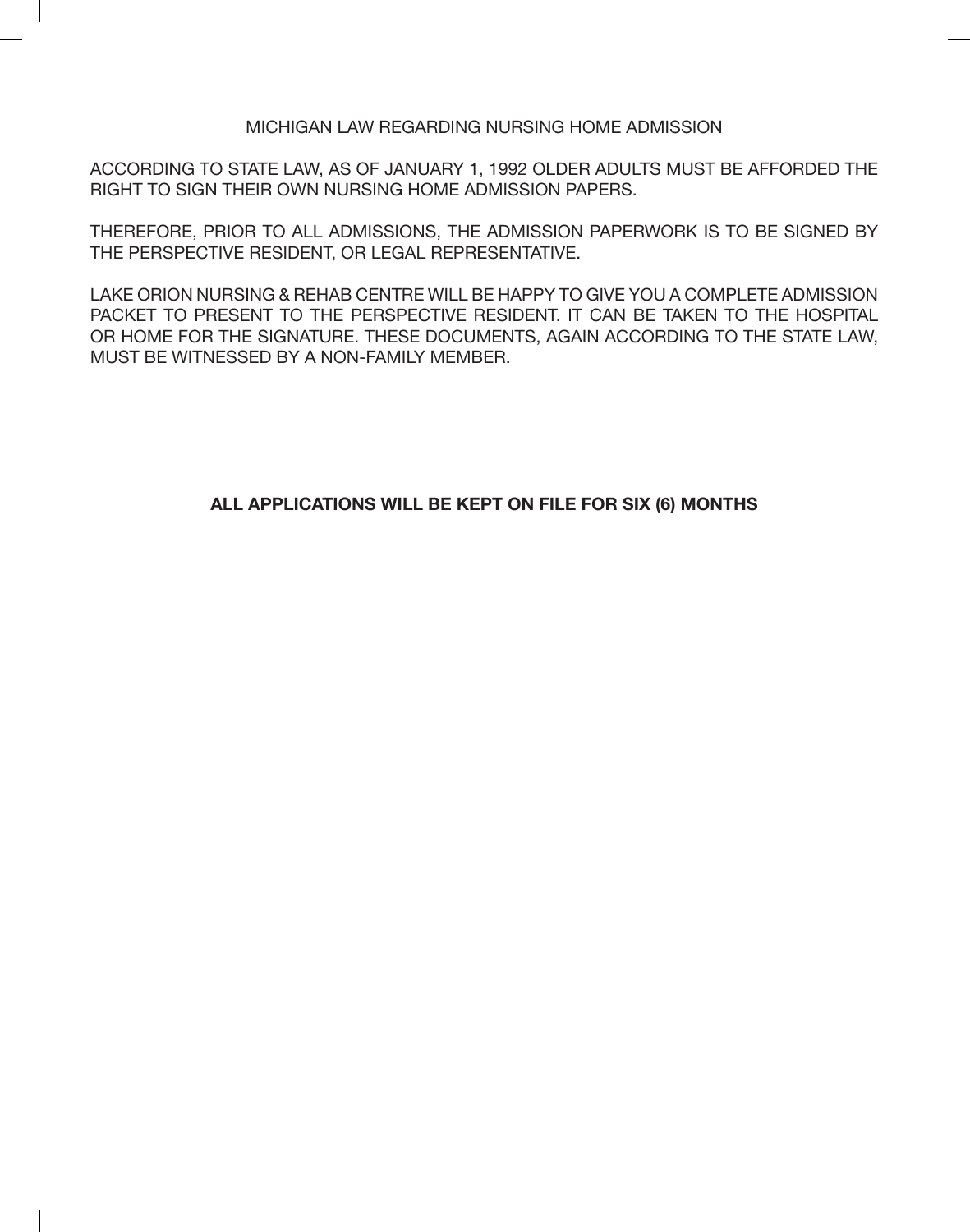# MICHIGAN LAW REGARDING NURSING HOME ADMISSION

ACCORDING TO STATE LAW, AS OF JANUARY 1, 1992 OLDER ADULTS MUST BE AFFORDED THE RIGHT TO SIGN THEIR OWN NURSING HOME ADMISSION PAPERS.

THEREFORE, PRIOR TO ALL ADMISSIONS, THE ADMISSION PAPERWORK IS TO BE SIGNED BY THE PERSPECTIVE RESIDENT, OR LEGAL REPRESENTATIVE.

LAKE ORION NURSING & REHAB CENTRE WILL BE HAPPY TO GIVE YOU A COMPLETE ADMISSION PACKET TO PRESENT TO THE PERSPECTIVE RESIDENT. IT CAN BE TAKEN TO THE HOSPITAL OR HOME FOR THE SIGNATURE. THESE DOCUMENTS, AGAIN ACCORDING TO THE STATE LAW, MUST BE WITNESSED BY A NON-FAMILY MEMBER.

**ALL APPLICATIONS WILL BE KEPT ON FILE FOR SIX (6) MONTHS**